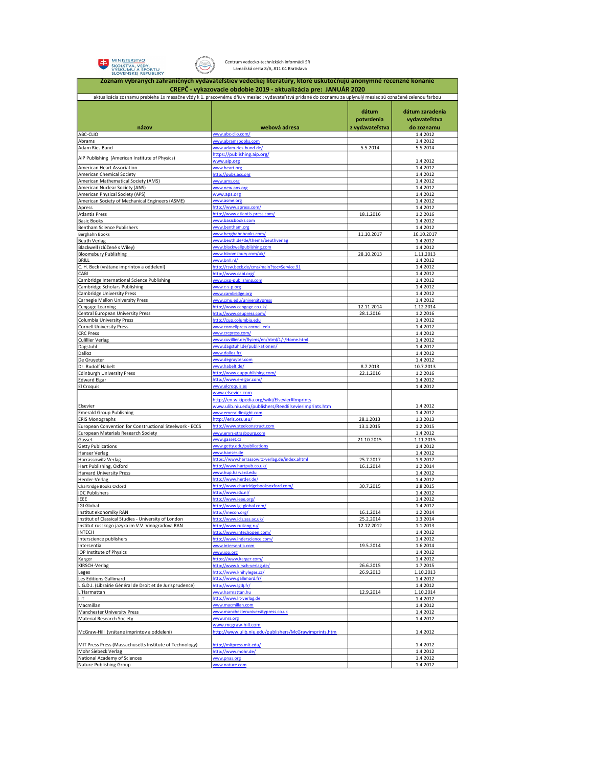MINISTERSTVO ŠKOLSTVA, VEDY, VÝSKUMU A ŠPORTU SLOVENSKEJ REPUBLIKY

Centrum vedecko-technických informácií SR
Lamačská cesta 8/A, 811 04 Bratislava

# Zoznam vybraných zahraničných vydavateľstiev vedeckej literatúry, ktoré uskutočňujú anonymné recenzné konanie

## CREPČ - vykazovacie obdobie 2019 - aktualizácia pre: JANUÁR 2020

aktualizácia zoznamu prebieha 1x mesačne vždy k 1. pracovnému dňu v mesiaci; vydavateľstvá pridané do zoznamu za uplynulý mesiac sú označené zelenou farbou

| názov | webová adresa | dátum potvrdenia z vydavateľstva | dátum zaradenia vydavateľstva do zoznamu |
|---|---|---|---|
| ABC-CLIO | www.abc-clio.com/ | | 1.4.2012 |
| Abrams | www.abramsbooks.com | | 1.4.2012 |
| Adam Ries Bund | www.adam-ries-bund.de/ | 5.5.2014 | 5.5.2014 |
| AIP Publishing (American Institute of Physics) | https://publishing.aip.org/ www.aip.org | | 1.4.2012 |
| American Heart Association | www.heart.org | | 1.4.2012 |
| American Chemical Society | http://pubs.acs.org | | 1.4.2012 |
| American Mathematical Society (AMS) | www.ams.org | | 1.4.2012 |
| American Nuclear Society (ANS) | www.new.ans.org | | 1.4.2012 |
| American Physical Society (APS) | www.aps.org | | 1.4.2012 |
| American Society of Mechanical Engineers (ASME) | www.asme.org | | 1.4.2012 |
| Apress | http://www.apress.com/ | | 1.4.2012 |
| Atlantis Press | http://www.atlantis-press.com/ | 18.1.2016 | 1.2.2016 |
| Basic Books | www.basicbooks.com | | 1.4.2012 |
| Bentham Science Publishers | www.bentham.org | | 1.4.2012 |
| Berghahn Books | www.berghahnbooks.com/ | 11.10.2017 | 16.10.2017 |
| Beuth Verlag | www.beuth.de/de/thema/beuthverlag | | 1.4.2012 |
| Blackwell (zlúčené s Wiley) | www.blackwellpublishing.com | | 1.4.2012 |
| Bloomsbury Publishing | www.bloomsbury.com/uk/ | 28.10.2013 | 1.11.2013 |
| BRILL | www.brill.nl/ | | 1.4.2012 |
| C. H. Beck (vrátane imprintov a oddelení) | http://rsw.beck.de/cms/main?toc=Service.91 | | 1.4.2012 |
| CABI | http://www.cabi.org/ | | 1.4.2012 |
| Cambridge International Science Publishing | www.cisp-publishing.com | | 1.4.2012 |
| Cambridge Scholars Publishing | www.c-s-p.org | | 1.4.2012 |
| Cambridge University Press | www.cambridge.org | | 1.4.2012 |
| Carnegie Mellon University Press | www.cmu.edu/universitypress | | 1.4.2012 |
| Cengage Learning | http://www.cengage.co.uk/ | 12.11.2014 | 1.12.2014 |
| Central European University Press | http://www.ceupress.com/ | 28.1.2016 | 1.2.2016 |
| Columbia University Press | http://cup.columbia.edu | | 1.4.2012 |
| Cornell University Press | www.cornellpress.cornell.edu | | 1.4.2012 |
| CRC Press | www.crcpress.com/ | | 1.4.2012 |
| Culillier Verlag | www.cuvillier.de/flycms/en/html/1/-/Home.html | | 1.4.2012 |
| Dagstuhl | www.dagstuhl.de/publikationen/ | | 1.4.2012 |
| Dalloz | www.dalloz.fr/ | | 1.4.2012 |
| De Gruyeter | www.degruyter.com | | 1.4.2012 |
| Dr. Rudolf Habelt | www.habelt.de/ | 8.7.2013 | 10.7.2013 |
| Edinburgh University Press | http://www.euppublishing.com/ | 22.1.2016 | 1.2.2016 |
| Edward Elgar | http://www.e-elgar.com/ | | 1.4.2012 |
| El Croquis | www.elcroquis.es | | 1.4.2012 |
| Elsevier | www.elsevier.com http://en.wikipedia.org/wiki/Elsevier#Imprints www.ulib.niu.edu/publishers/ReedElsevierimprints.htm | | 1.4.2012 |
| Emerald Group Publishing | www.emeraldinsight.com | | 1.4.2012 |
| ERIS Monographs | http://eris.osu.eu/ | 28.1.2013 | 1.3.2013 |
| European Convention for Constructional Steelwork - ECCS | http://www.steelconstruct.com | 13.1.2015 | 1.2.2015 |
| European Materials Research Society | www.emrs-strasbourg.com | | 1.4.2012 |
| Gasset | www.gasset.cz | 21.10.2015 | 1.11.2015 |
| Getty Publications | www.getty.edu/publications | | 1.4.2012 |
| Hanser Verlag | www.hanser.de | | 1.4.2012 |
| Harrassowitz Verlag | https://www.harrassowitz-verlag.de/index.ahtml | 25.7.2017 | 1.9.2017 |
| Hart Publishing, Oxford | http://www.hartpub.co.uk/ | 16.1.2014 | 1.2.2014 |
| Harvard University Press | www.hup.harvard.edu | | 1.4.2012 |
| Herder-Verlag | http://www.herder.de/ | | 1.4.2012 |
| Chartridge Books Oxford | http://www.chartridgebooksoxford.com/ | 30.7.2015 | 1.8.2015 |
| IDC Publishers | http://www.idc.nl/ | | 1.4.2012 |
| IEEE | http://www.ieee.org/ | | 1.4.2012 |
| IGI Global | http://www.igi-global.com/ | | 1.4.2012 |
| Institut ekonomiky RAN | http://inecon.org/ | 16.1.2014 | 1.2.2014 |
| Institut of Classical Studies - University of London | http://www.icls.sas.ac.uk/ | 25.2.2014 | 1.3.2014 |
| Institut russkogo jazyka im V.V. Vinogradova RAN | http://www.ruslang.ru/ | 12.12.2012 | 1.1.2013 |
| INTECH | http://www.intechopen.com/ | | 1.4.2012 |
| Interscience publishers | http://www.inderscience.com/ | | 1.4.2012 |
| Intersentia | www.intersentia.com | 19.5.2014 | 1.6.2014 |
| IOP Institute of Physics | www.iop.org | | 1.4.2012 |
| Karger | https://www.karger.com/ | | 1.4.2012 |
| KIRSCH-Verlag | http://www.kirsch-verlag.de/ | 26.6.2015 | 1.7.2015 |
| Leges | http://www.knihyleges.cz/ | 26.9.2013 | 1.10.2013 |
| Les Editions Gallimard | http://www.gallimard.fr/ | | 1.4.2012 |
| L.G.D.J. (Librairie Général de Droit et de Jurisprudence) | http://www.lgdj.fr/ | | 1.4.2012 |
| L´Harmattan | www.harmattan.hu | 12.9.2014 | 1.10.2014 |
| LIT | http://www.lit-verlag.de | | 1.4.2012 |
| Macmillan | www.macmillan.com | | 1.4.2012 |
| Manchester University Press | www.manchesteruniversitypress.co.uk | | 1.4.2012 |
| Material Research Society | www.mrs.org | | 1.4.2012 |
| McGraw-Hill (vrátane imprintov a oddelení) | www.mcgraw-hill.com http://www.ulib.niu.edu/publishers/McGrawimprints.htm | | 1.4.2012 |
| MIT Press Press (Massachusetts Institute of Technology) | http://mitpress.mit.edu/ | | 1.4.2012 |
| Mohr Siebeck Verlag | http://www.mohr.de/ | | 1.4.2012 |
| National Academy of Sciences | www.pnas.org | | 1.4.2012 |
| Nature Publishing Group | www.nature.com | | 1.4.2012 |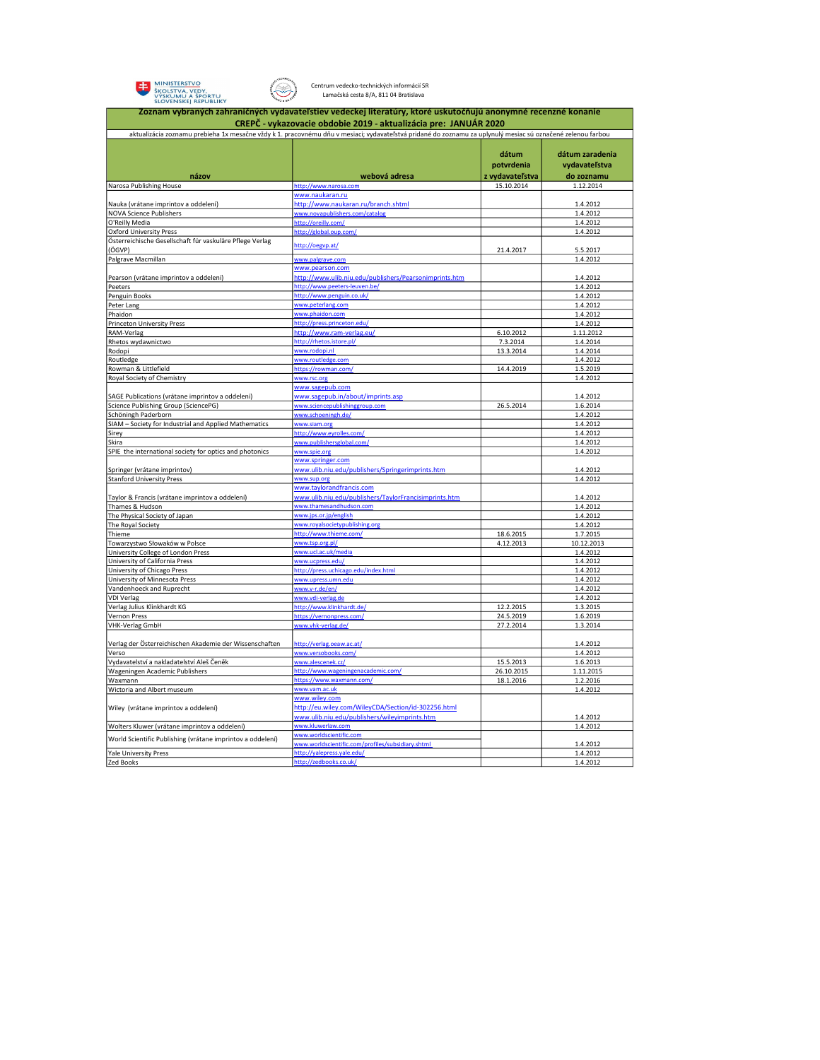MINISTERSTVO ŠKOLSTVA, VEDY, VÝSKUMU A ŠPORTU SLOVENSKEJ REPUBLIKY

Centrum vedecko-technických informácií SR
Lamačská cesta 8/A, 811 04 Bratislava

## Zoznam vybraných zahraničných vydavateľstiev vedeckej literatúry, ktoré uskutočňujú anonymné recenzné konanie
## CREPČ - vykazovacie obdobie 2019 - aktualizácia pre: JANUÁR 2020

aktualizácia zoznamu prebieha 1x mesačne vždy k 1. pracovnému dňu v mesiaci; vydavateľstvá pridané do zoznamu za uplynulý mesiac sú označené zelenou farbou

| názov | webová adresa | dátum potvrdenia z vydavateľstva | dátum zaradenia vydavateľstva do zoznamu |
|---|---|---|---|
| Narosa Publishing House | http://www.narosa.com | 15.10.2014 | 1.12.2014 |
| Nauka (vrátane imprintov a oddelení) | www.naukaran.ru http://www.naukaran.ru/branch.shtml | | 1.4.2012 |
| NOVA Science Publishers | www.novapublishers.com/catalog | | 1.4.2012 |
| O'Reilly Media | http://oreilly.com/ | | 1.4.2012 |
| Oxford University Press | http://global.oup.com/ | | 1.4.2012 |
| Österreichische Gesellschaft für vaskuläre Pflege Verlag (ÖGVP) | http://oegvp.at/ | 21.4.2017 | 5.5.2017 |
| Palgrave Macmillan | www.palgrave.com | | 1.4.2012 |
| Pearson (vrátane imprintov a oddelení) | www.pearson.com http://www.ulib.niu.edu/publishers/Pearsonimprints.htm | | 1.4.2012 |
| Peeters | http://www.peeters-leuven.be/ | | 1.4.2012 |
| Penguin Books | http://www.penguin.co.uk/ | | 1.4.2012 |
| Peter Lang | www.peterlang.com | | 1.4.2012 |
| Phaidon | www.phaidon.com | | 1.4.2012 |
| Princeton University Press | http://press.princeton.edu/ | | 1.4.2012 |
| RAM-Verlag | http://www.ram-verlag.eu/ | 6.10.2012 | 1.11.2012 |
| Rhetos wydawnictwo | http://rhetos.istore.pl/ | 7.3.2014 | 1.4.2014 |
| Rodopi | www.rodopi.nl | 13.3.2014 | 1.4.2014 |
| Routledge | www.routledge.com | | 1.4.2012 |
| Rowman & Littlefield | https://rowman.com/ | 14.4.2019 | 1.5.2019 |
| Royal Society of Chemistry | www.rsc.org | | 1.4.2012 |
| SAGE Publications (vrátane imprintov a oddelení) | www.sagepub.com www.sagepub.in/about/imprints.asp | | 1.4.2012 |
| Science Publishing Group (SciencePG) | www.sciencepublishinggroup.com | 26.5.2014 | 1.6.2014 |
| Schöningh Paderborn | www.schoeningh.de/ | | 1.4.2012 |
| SIAM – Society for Industrial and Applied Mathematics | www.siam.org | | 1.4.2012 |
| Sirey | http://www.eyrolles.com/ | | 1.4.2012 |
| Skira | www.publishersglobal.com/ | | 1.4.2012 |
| SPIE the international society for optics and photonics | www.spie.org | | 1.4.2012 |
| Springer (vrátane imprintov) | www.springer.com www.ulib.niu.edu/publishers/Springerimprints.htm | | 1.4.2012 |
| Stanford University Press | www.sup.org | | 1.4.2012 |
| Taylor & Francis (vrátane imprintov a oddelení) | www.taylorandfrancis.com www.ulib.niu.edu/publishers/TaylorFrancisimprints.htm | | 1.4.2012 |
| Thames & Hudson | www.thamesandhudson.com | | 1.4.2012 |
| The Physical Society of Japan | www.jps.or.jp/english | | 1.4.2012 |
| The Royal Society | www.royalsocietypublishing.org | | 1.4.2012 |
| Thieme | http://www.thieme.com/ | 18.6.2015 | 1.7.2015 |
| Towarzystwo Słowaków w Polsce | www.tsp.org.pl/ | 4.12.2013 | 10.12.2013 |
| University College of London Press | www.ucl.ac.uk/media | | 1.4.2012 |
| University of California Press | www.ucpress.edu/ | | 1.4.2012 |
| University of Chicago Press | http://press.uchicago.edu/index.html | | 1.4.2012 |
| University of Minnesota Press | www.upress.umn.edu | | 1.4.2012 |
| Vandenhoeck and Ruprecht | www.v-r.de/en/ | | 1.4.2012 |
| VDI Verlag | www.vdi-verlag.de | | 1.4.2012 |
| Verlag Julius Klinkhardt KG | http://www.klinkhardt.de/ | 12.2.2015 | 1.3.2015 |
| Vernon Press | https://vernonpress.com/ | 24.5.2019 | 1.6.2019 |
| VHK-Verlag GmbH | www.vhk-verlag.de/ | 27.2.2014 | 1.3.2014 |
| Verlag der Österreichischen Akademie der Wissenschaften | http://verlag.oeaw.ac.at/ | | 1.4.2012 |
| Verso | www.versobooks.com/ | | 1.4.2012 |
| Vydavatelství a nakladatelství Aleš Čeněk | www.alescenek.cz/ | 15.5.2013 | 1.6.2013 |
| Wageningen Academic Publishers | http://www.wageningenacademic.com/ | 26.10.2015 | 1.11.2015 |
| Waxmann | https://www.waxmann.com/ | 18.1.2016 | 1.2.2016 |
| Wictoria and Albert museum | www.vam.ac.uk | | 1.4.2012 |
| Wiley (vrátane imprintov a oddelení) | www.wiley.com http://eu.wiley.com/WileyCDA/Section/id-302256.html www.ulib.niu.edu/publishers/wileyimprints.htm | | 1.4.2012 |
| Wolters Kluwer (vrátane imprintov a oddelení) | www.kluwerlaw.com | | 1.4.2012 |
| World Scientific Publishing (vrátane imprintov a oddelení) | www.worldscientific.com www.worldscientific.com/profiles/subsidiary.shtml | | 1.4.2012 |
| Yale University Press | http://yalepress.yale.edu/ | | 1.4.2012 |
| Zed Books | http://zedbooks.co.uk/ | | 1.4.2012 |